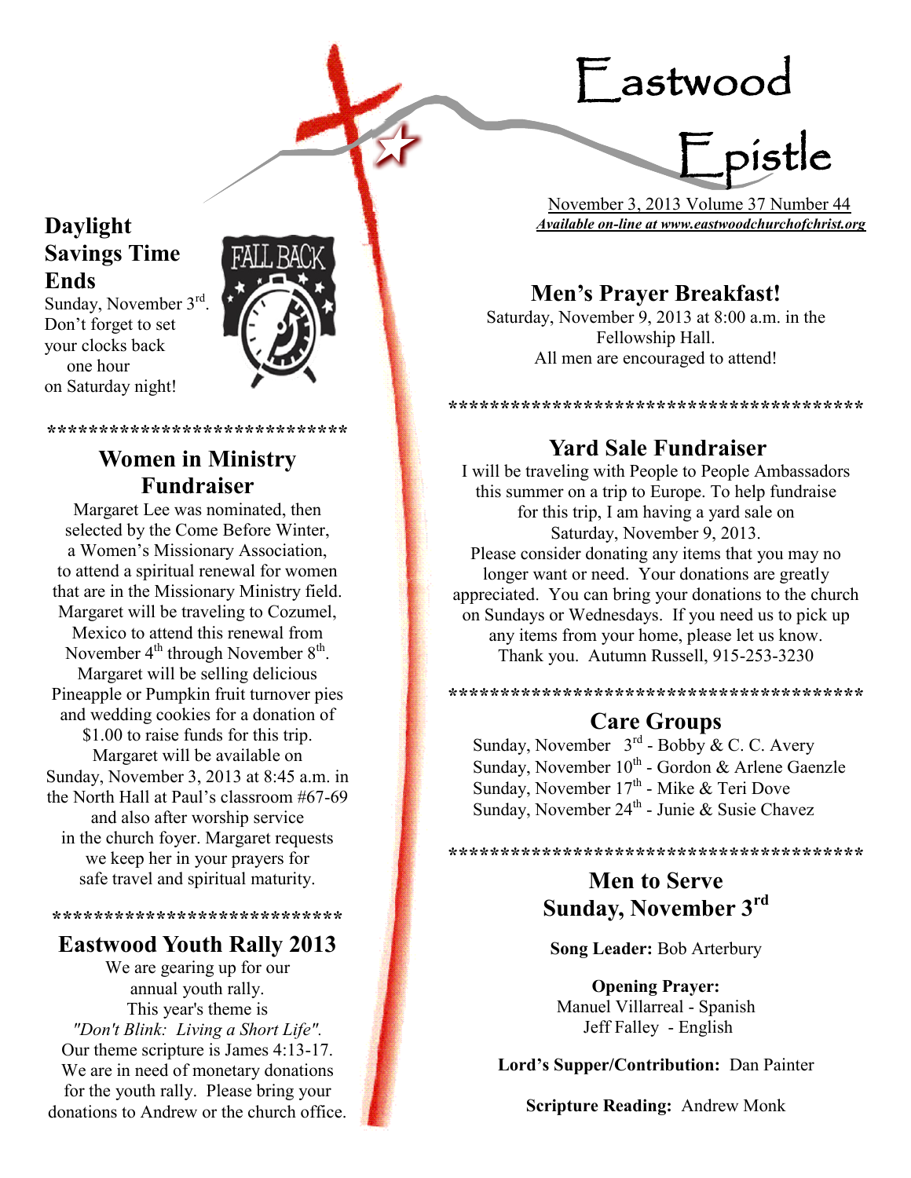# Eastwood Epistle

November 3, 2013 Volume 37 Number 44

***Available on-line at www.eastwoodchurchofchrist.org***

## Daylight Savings Time Ends

Sunday, November 3rd. Don't forget to set your clocks back one hour on Saturday night!

****************************

## Women in Ministry Fundraiser

Margaret Lee was nominated, then selected by the Come Before Winter, a Women's Missionary Association, to attend a spiritual renewal for women that are in the Missionary Ministry field. Margaret will be traveling to Cozumel, Mexico to attend this renewal from November 4th through November 8th. Margaret will be selling delicious Pineapple or Pumpkin fruit turnover pies and wedding cookies for a donation of $1.00 to raise funds for this trip. Margaret will be available on Sunday, November 3, 2013 at 8:45 a.m. in the North Hall at Paul's classroom #67-69 and also after worship service in the church foyer. Margaret requests we keep her in your prayers for safe travel and spiritual maturity.

****************************

## Eastwood Youth Rally 2013

We are gearing up for our annual youth rally. This year's theme is *"Don't Blink: Living a Short Life".* Our theme scripture is James 4:13-17. We are in need of monetary donations for the youth rally. Please bring your donations to Andrew or the church office.

## Men's Prayer Breakfast!

Saturday, November 9, 2013 at 8:00 a.m. in the Fellowship Hall.
All men are encouraged to attend!

****************************************

## Yard Sale Fundraiser

I will be traveling with People to People Ambassadors this summer on a trip to Europe. To help fundraise for this trip, I am having a yard sale on Saturday, November 9, 2013.
Please consider donating any items that you may no longer want or need. Your donations are greatly appreciated. You can bring your donations to the church on Sundays or Wednesdays. If you need us to pick up any items from your home, please let us know.
Thank you. Autumn Russell, 915-253-3230

****************************************

## Care Groups

Sunday, November 3rd - Bobby & C. C. Avery
Sunday, November 10th - Gordon & Arlene Gaenzle
Sunday, November 17th - Mike & Teri Dove
Sunday, November 24th - Junie & Susie Chavez

****************************************

## Men to Serve Sunday, November 3rd

**Song Leader:** Bob Arterbury

**Opening Prayer:**
Manuel Villarreal - Spanish
Jeff Falley - English

**Lord's Supper/Contribution:** Dan Painter

**Scripture Reading:** Andrew Monk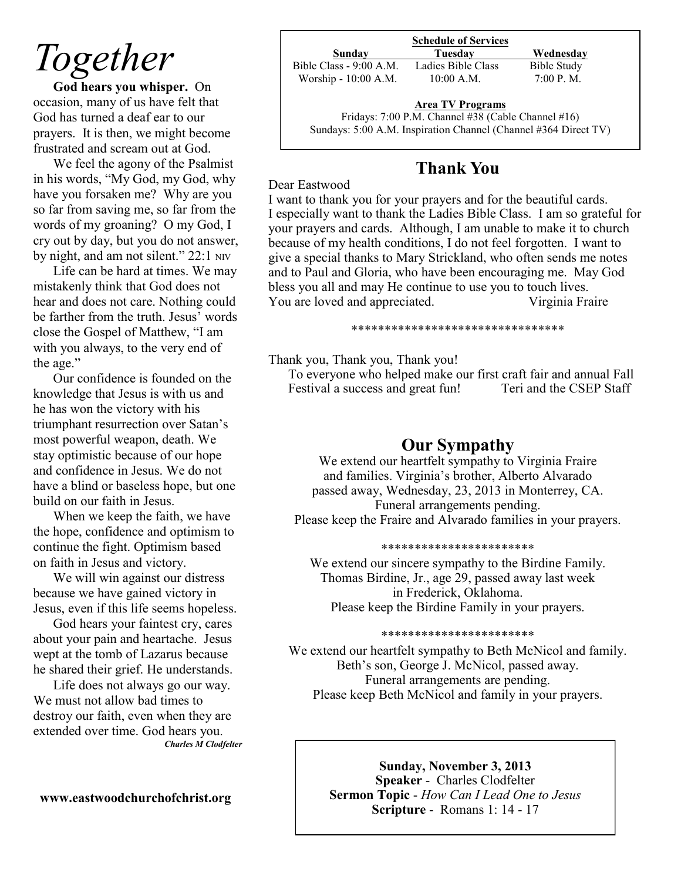# *Together*

**God hears you whisper.** On occasion, many of us have felt that God has turned a deaf ear to our prayers. It is then, we might become frustrated and scream out at God.

We feel the agony of the Psalmist in his words, "My God, my God, why have you forsaken me? Why are you so far from saving me, so far from the words of my groaning? O my God, I cry out by day, but you do not answer, by night, and am not silent." 22:1 NIV

Life can be hard at times. We may mistakenly think that God does not hear and does not care. Nothing could be farther from the truth. Jesus' words close the Gospel of Matthew, "I am with you always, to the very end of the age."

Our confidence is founded on the knowledge that Jesus is with us and he has won the victory with his triumphant resurrection over Satan's most powerful weapon, death. We stay optimistic because of our hope and confidence in Jesus. We do not have a blind or baseless hope, but one build on our faith in Jesus.

When we keep the faith, we have the hope, confidence and optimism to continue the fight. Optimism based on faith in Jesus and victory.

We will win against our distress because we have gained victory in Jesus, even if this life seems hopeless.

God hears your faintest cry, cares about your pain and heartache. Jesus wept at the tomb of Lazarus because he shared their grief. He understands.

Life does not always go our way. We must not allow bad times to destroy our faith, even when they are extended over time. God hears you.

***Charles M Clodfelter***

**www.eastwoodchurchofchrist.org**

**Schedule of Services**

| Sunday | Tuesday | Wednesday |
|---|---|---|
| Bible Class - 9:00 A.M. | Ladies Bible Class | Bible Study |
| Worship - 10:00 A.M. | 10:00 A.M. | 7:00 P. M. |

**Area TV Programs**

Fridays: 7:00 P.M. Channel #38 (Cable Channel #16)
Sundays: 5:00 A.M. Inspiration Channel (Channel #364 Direct TV)

## Thank You

Dear Eastwood

I want to thank you for your prayers and for the beautiful cards. I especially want to thank the Ladies Bible Class. I am so grateful for your prayers and cards. Although, I am unable to make it to church because of my health conditions, I do not feel forgotten. I want to give a special thanks to Mary Strickland, who often sends me notes and to Paul and Gloria, who have been encouraging me. May God bless you all and may He continue to use you to touch lives.
You are loved and appreciated. Virginia Fraire

********************************

Thank you, Thank you, Thank you!

To everyone who helped make our first craft fair and annual Fall Festival a success and great fun! Teri and the CSEP Staff

## Our Sympathy

We extend our heartfelt sympathy to Virginia Fraire and families. Virginia's brother, Alberto Alvarado passed away, Wednesday, 23, 2013 in Monterrey, CA. Funeral arrangements pending.
Please keep the Fraire and Alvarado families in your prayers.

***********************

We extend our sincere sympathy to the Birdine Family. Thomas Birdine, Jr., age 29, passed away last week in Frederick, Oklahoma.
Please keep the Birdine Family in your prayers.

***********************

We extend our heartfelt sympathy to Beth McNicol and family. Beth's son, George J. McNicol, passed away. Funeral arrangements are pending.
Please keep Beth McNicol and family in your prayers.

**Sunday, November 3, 2013**
**Speaker** - Charles Clodfelter
**Sermon Topic** - *How Can I Lead One to Jesus*
**Scripture** - Romans 1: 14 - 17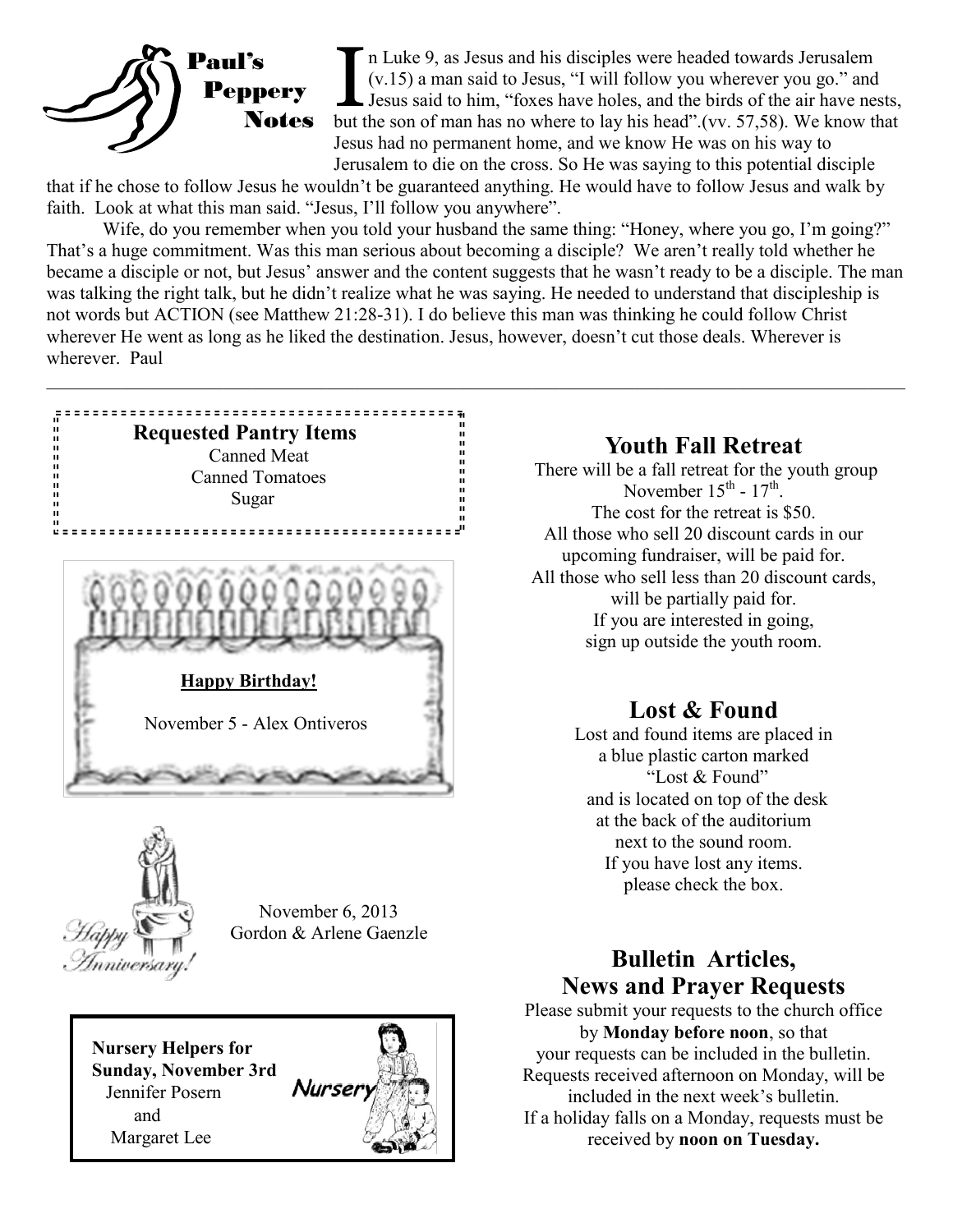## Paul's Peppery Notes

In Luke 9, as Jesus and his disciples were headed towards Jerusalem (v.15) a man said to Jesus, "I will follow you wherever you go." and Jesus said to him, "foxes have holes, and the birds of the air have nests, but the son of man has no where to lay his head".(vv. 57,58). We know that Jesus had no permanent home, and we know He was on his way to Jerusalem to die on the cross. So He was saying to this potential disciple that if he chose to follow Jesus he wouldn't be guaranteed anything. He would have to follow Jesus and walk by faith. Look at what this man said. "Jesus, I'll follow you anywhere".

Wife, do you remember when you told your husband the same thing: "Honey, where you go, I'm going?" That's a huge commitment. Was this man serious about becoming a disciple? We aren't really told whether he became a disciple or not, but Jesus' answer and the content suggests that he wasn't ready to be a disciple. The man was talking the right talk, but he didn't realize what he was saying. He needed to understand that discipleship is not words but ACTION (see Matthew 21:28-31). I do believe this man was thinking he could follow Christ wherever He went as long as he liked the destination. Jesus, however, doesn't cut those deals. Wherever is wherever. Paul

---

**Requested Pantry Items**

Canned Meat
Canned Tomatoes
Sugar

**Happy Birthday!**

November 5 - Alex Ontiveros

Happy Anniversary!

November 6, 2013
Gordon & Arlene Gaenzle

**Nursery Helpers for Sunday, November 3rd**

Jennifer Posern
and
Margaret Lee

Nursery

## Youth Fall Retreat

There will be a fall retreat for the youth group November 15th - 17th.
The cost for the retreat is $50.
All those who sell 20 discount cards in our upcoming fundraiser, will be paid for.
All those who sell less than 20 discount cards, will be partially paid for.
If you are interested in going, sign up outside the youth room.

## Lost & Found

Lost and found items are placed in a blue plastic carton marked "Lost & Found" and is located on top of the desk at the back of the auditorium next to the sound room.
If you have lost any items. please check the box.

## Bulletin Articles, News and Prayer Requests

Please submit your requests to the church office by **Monday before noon**, so that your requests can be included in the bulletin.
Requests received afternoon on Monday, will be included in the next week's bulletin.
If a holiday falls on a Monday, requests must be received by **noon on Tuesday.**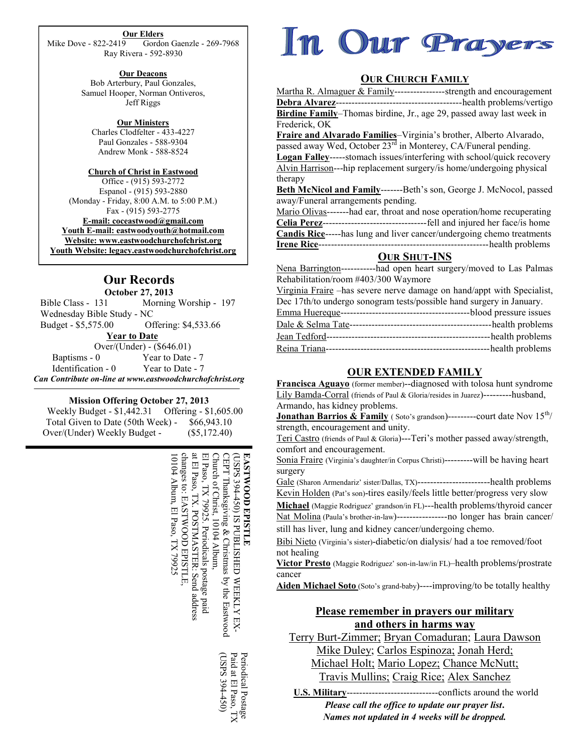**Our Elders**

Mike Dove - 822-2419   Gordon Gaenzle - 269-7968
Ray Rivera - 592-8930

**Our Deacons**

Bob Arterbury, Paul Gonzales, Samuel Hooper, Norman Ontiveros, Jeff Riggs

**Our Ministers**

Charles Clodfelter - 433-4227
Paul Gonzales - 588-9304
Andrew Monk - 588-8524

**Church of Christ in Eastwood**

Office - (915) 593-2772
Espanol - (915) 593-2880
(Monday - Friday, 8:00 A.M. to 5:00 P.M.)
Fax - (915) 593-2775
**E-mail: coceastwood@gmail.com**
**Youth E-mail: eastwoodyouth@hotmail.com**
**Website: www.eastwoodchurchofchrist.org**
**Youth Website: legacy.eastwoodchurchofchrist.org**

## Our Records

**October 27, 2013**

| | |
|---|---|
| Bible Class - 131 | Morning Worship - 197 |
| Wednesday Bible Study - NC | |
| Budget - $5,575.00 | Offering: $4,533.66 |

**Year to Date**

Over/(Under) - ($646.01)

| | |
|---|---|
| Baptisms - 0 | Year to Date - 7 |
| Identification - 0 | Year to Date - 7 |

***Can Contribute on-line at www.eastwoodchurchofchrist.org***

**Mission Offering October 27, 2013**

Weekly Budget - $1,442.31   Offering - $1,605.00
Total Given to Date (50th Week) - $66,943.10
Over/(Under) Weekly Budget - ($5,172.40)

**EASTWOOD EPISTLE** (USPS 394-450) IS PUBLISHED WEEKLY EXCEPT Thanksgiving & Christmas by the Eastwood Church of Christ, 10104 Album, El Paso, TX 79925. Periodicals postage paid at El Paso, TX. POSTMASTER: Send address changes to: EASTWOOD EPISTLE, 10104 Album, El Paso, TX 79925

Periodical Postage Paid at El Paso, TX (USPS 394-450)

# In Our Prayers

## Our Church Family

Martha R. Almaguer & Family----------------strength and encouragement
**Debra Alvarez**----------------------------------------health problems/vertigo
**Birdine Family**–Thomas birdine, Jr., age 29, passed away last week in Frederick, OK
**Fraire and Alvarado Families**–Virginia's brother, Alberto Alvarado, passed away Wed, October 23rd in Monterey, CA/Funeral pending.
**Logan Falley**-----stomach issues/interfering with school/quick recovery
Alvin Harrison---hip replacement surgery/is home/undergoing physical therapy
**Beth McNicol and Family**-------Beth's son, George J. McNocol, passed away/Funeral arrangements pending.
Mario Olivas-------had ear, throat and nose operation/home recuperating
**Celia Perez**---------------------------------fell and injured her face/is home
**Candis Rice**-----has lung and liver cancer/undergoing chemo treatments
**Irene Rice**------------------------------------------------------health problems

## Our Shut-Ins

Nena Barrington-----------had open heart surgery/moved to Las Palmas Rehabilitation/room #403/300 Waymore
Virginia Fraire –has severe nerve damage on hand/appt with Specialist, Dec 17th/to undergo sonogram tests/possible hand surgery in January.
Emma Huereque-----------------------------------------blood pressure issues
Dale & Selma Tate---------------------------------------------health problems
Jean Tedford----------------------------------------------------health problems
Reina Triana----------------------------------------------------health problems

## Our Extended Family

**Francisca Aguayo** (former member)--diagnosed with tolosa hunt syndrome
Lily Bamda-Corral (friends of Paul & Gloria/resides in Juarez)---------husband, Armando, has kidney problems.
**Jonathan Barrios & Family** ( Soto's grandson)---------court date Nov 15th/ strength, encouragement and unity.
Teri Castro (friends of Paul & Gloria)---Teri's mother passed away/strength, comfort and encouragement.
Sonia Fraire (Virginia's daughter/in Corpus Christi)---------will be having heart surgery
Gale (Sharon Armendariz' sister/Dallas, TX)-----------------------health problems
Kevin Holden (Pat's son)-tires easily/feels little better/progress very slow
**Michael** (Maggie Rodriguez' grandson/in FL)---health problems/thyroid cancer
Nat Molina (Paula's brother-in-law)----------------no longer has brain cancer/ still has liver, lung and kidney cancer/undergoing chemo.
Bibi Nieto (Virginia's sister)-diabetic/on dialysis/ had a toe removed/foot not healing
**Victor Presto** (Maggie Rodriguez' son-in-law/in FL)–health problems/prostrate cancer
**Aiden Michael Soto** (Soto's grand-baby)----improving/to be totally healthy

**Please remember in prayers our military and others in harms way**

Terry Burt-Zimmer; Bryan Comaduran; Laura Dawson
Mike Duley; Carlos Espinoza; Jonah Herd;
Michael Holt; Mario Lopez; Chance McNutt;
Travis Mullins; Craig Rice; Alex Sanchez

**U.S. Military**-----------------------------conflicts around the world

***Please call the office to update our prayer list.***
***Names not updated in 4 weeks will be dropped.***